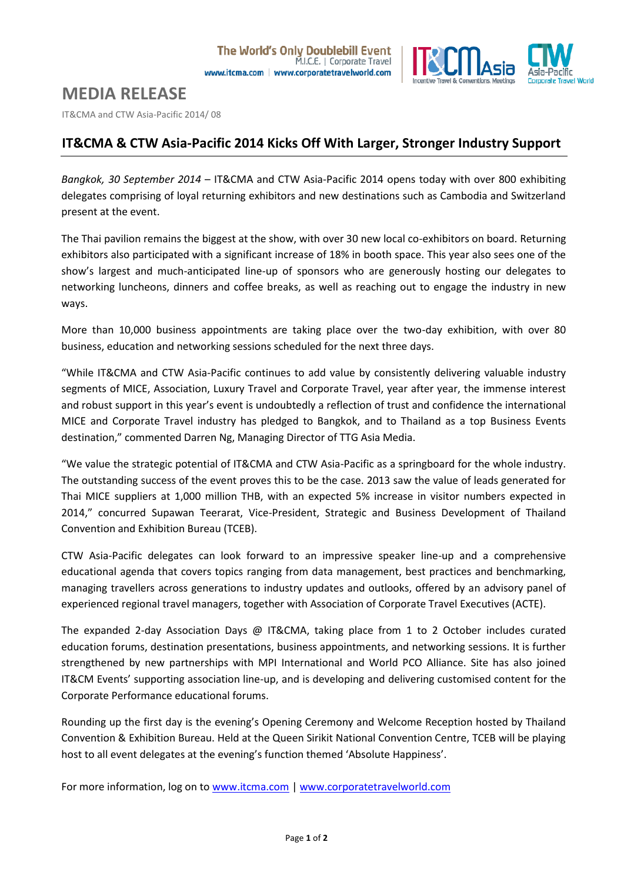The World's Only Doublebill Event
M.I.C.E. | Corporate Travel
www.itcma.com | www.corporatetravelworld.com

# MEDIA RELEASE

IT&CMA and CTW Asia-Pacific 2014/ 08

## IT&CMA & CTW Asia-Pacific 2014 Kicks Off With Larger, Stronger Industry Support

*Bangkok, 30 September 2014* – IT&CMA and CTW Asia-Pacific 2014 opens today with over 800 exhibiting delegates comprising of loyal returning exhibitors and new destinations such as Cambodia and Switzerland present at the event.

The Thai pavilion remains the biggest at the show, with over 30 new local co-exhibitors on board. Returning exhibitors also participated with a significant increase of 18% in booth space. This year also sees one of the show's largest and much-anticipated line-up of sponsors who are generously hosting our delegates to networking luncheons, dinners and coffee breaks, as well as reaching out to engage the industry in new ways.

More than 10,000 business appointments are taking place over the two-day exhibition, with over 80 business, education and networking sessions scheduled for the next three days.

"While IT&CMA and CTW Asia-Pacific continues to add value by consistently delivering valuable industry segments of MICE, Association, Luxury Travel and Corporate Travel, year after year, the immense interest and robust support in this year's event is undoubtedly a reflection of trust and confidence the international MICE and Corporate Travel industry has pledged to Bangkok, and to Thailand as a top Business Events destination," commented Darren Ng, Managing Director of TTG Asia Media.

"We value the strategic potential of IT&CMA and CTW Asia-Pacific as a springboard for the whole industry. The outstanding success of the event proves this to be the case. 2013 saw the value of leads generated for Thai MICE suppliers at 1,000 million THB, with an expected 5% increase in visitor numbers expected in 2014," concurred Supawan Teerarat, Vice-President, Strategic and Business Development of Thailand Convention and Exhibition Bureau (TCEB).

CTW Asia-Pacific delegates can look forward to an impressive speaker line-up and a comprehensive educational agenda that covers topics ranging from data management, best practices and benchmarking, managing travellers across generations to industry updates and outlooks, offered by an advisory panel of experienced regional travel managers, together with Association of Corporate Travel Executives (ACTE).

The expanded 2-day Association Days @ IT&CMA, taking place from 1 to 2 October includes curated education forums, destination presentations, business appointments, and networking sessions. It is further strengthened by new partnerships with MPI International and World PCO Alliance. Site has also joined IT&CM Events' supporting association line-up, and is developing and delivering customised content for the Corporate Performance educational forums.

Rounding up the first day is the evening's Opening Ceremony and Welcome Reception hosted by Thailand Convention & Exhibition Bureau. Held at the Queen Sirikit National Convention Centre, TCEB will be playing host to all event delegates at the evening's function themed 'Absolute Happiness'.

For more information, log on to www.itcma.com | www.corporatetravelworld.com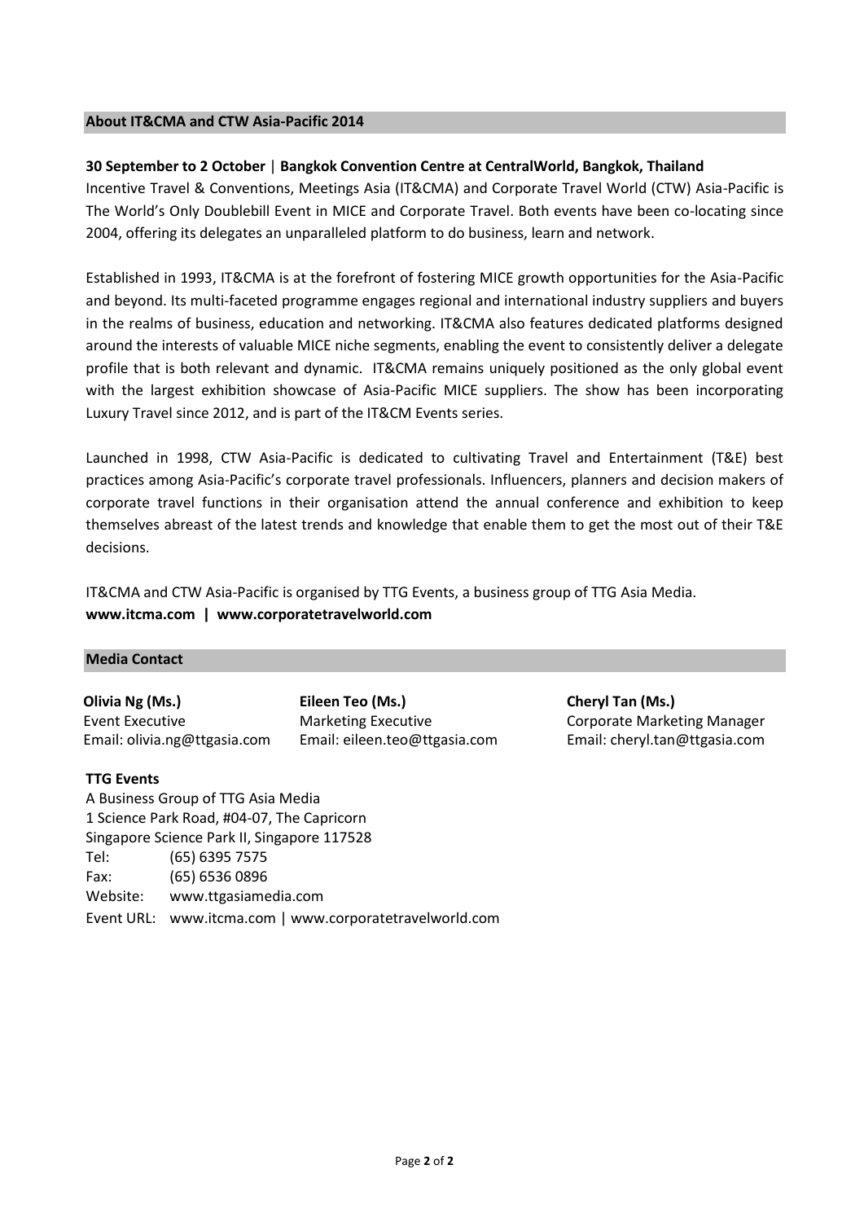## About IT&CMA and CTW Asia-Pacific 2014

**30 September to 2 October | Bangkok Convention Centre at CentralWorld, Bangkok, Thailand**

Incentive Travel & Conventions, Meetings Asia (IT&CMA) and Corporate Travel World (CTW) Asia-Pacific is The World's Only Doublebill Event in MICE and Corporate Travel. Both events have been co-locating since 2004, offering its delegates an unparalleled platform to do business, learn and network.

Established in 1993, IT&CMA is at the forefront of fostering MICE growth opportunities for the Asia-Pacific and beyond. Its multi-faceted programme engages regional and international industry suppliers and buyers in the realms of business, education and networking. IT&CMA also features dedicated platforms designed around the interests of valuable MICE niche segments, enabling the event to consistently deliver a delegate profile that is both relevant and dynamic. IT&CMA remains uniquely positioned as the only global event with the largest exhibition showcase of Asia-Pacific MICE suppliers. The show has been incorporating Luxury Travel since 2012, and is part of the IT&CM Events series.

Launched in 1998, CTW Asia-Pacific is dedicated to cultivating Travel and Entertainment (T&E) best practices among Asia-Pacific's corporate travel professionals. Influencers, planners and decision makers of corporate travel functions in their organisation attend the annual conference and exhibition to keep themselves abreast of the latest trends and knowledge that enable them to get the most out of their T&E decisions.

IT&CMA and CTW Asia-Pacific is organised by TTG Events, a business group of TTG Asia Media.
**www.itcma.com | www.corporatetravelworld.com**

## Media Contact

**Olivia Ng (Ms.)**
Event Executive
Email: olivia.ng@ttgasia.com

**Eileen Teo (Ms.)**
Marketing Executive
Email: eileen.teo@ttgasia.com

**Cheryl Tan (Ms.)**
Corporate Marketing Manager
Email: cheryl.tan@ttgasia.com

**TTG Events**
A Business Group of TTG Asia Media
1 Science Park Road, #04-07, The Capricorn
Singapore Science Park II, Singapore 117528
Tel: (65) 6395 7575
Fax: (65) 6536 0896
Website: www.ttgasiamedia.com
Event URL: www.itcma.com | www.corporatetravelworld.com